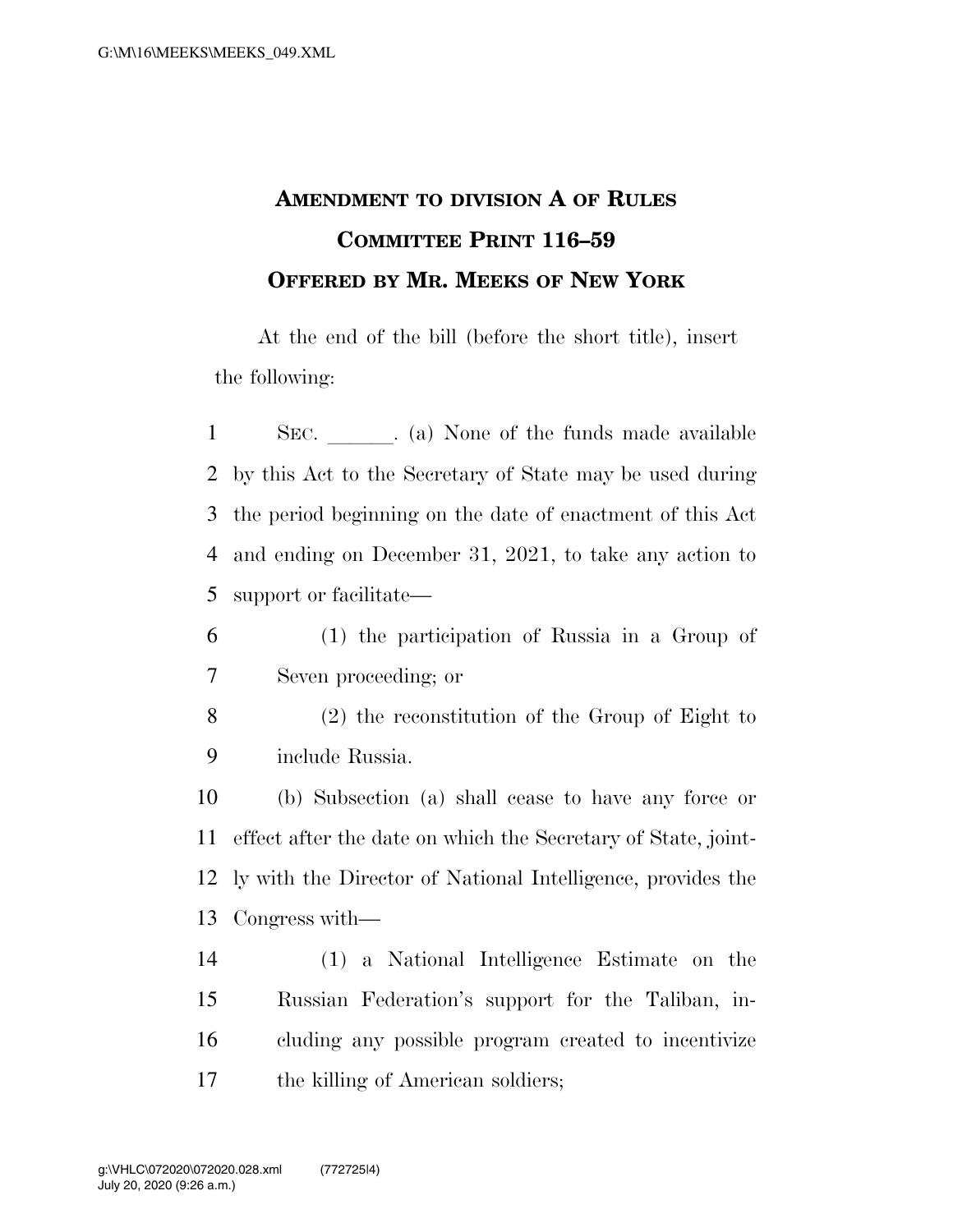# AMENDMENT TO DIVISION A OF RULES COMMITTEE PRINT 116–59

## OFFERED BY MR. MEEKS OF NEW YORK

At the end of the bill (before the short title), insert the following:

SEC. \_\_\_\_\_\_. (a) None of the funds made available by this Act to the Secretary of State may be used during the period beginning on the date of enactment of this Act and ending on December 31, 2021, to take any action to support or facilitate—

(1) the participation of Russia in a Group of Seven proceeding; or

(2) the reconstitution of the Group of Eight to include Russia.

(b) Subsection (a) shall cease to have any force or effect after the date on which the Secretary of State, jointly with the Director of National Intelligence, provides the Congress with—

(1) a National Intelligence Estimate on the Russian Federation's support for the Taliban, including any possible program created to incentivize the killing of American soldiers;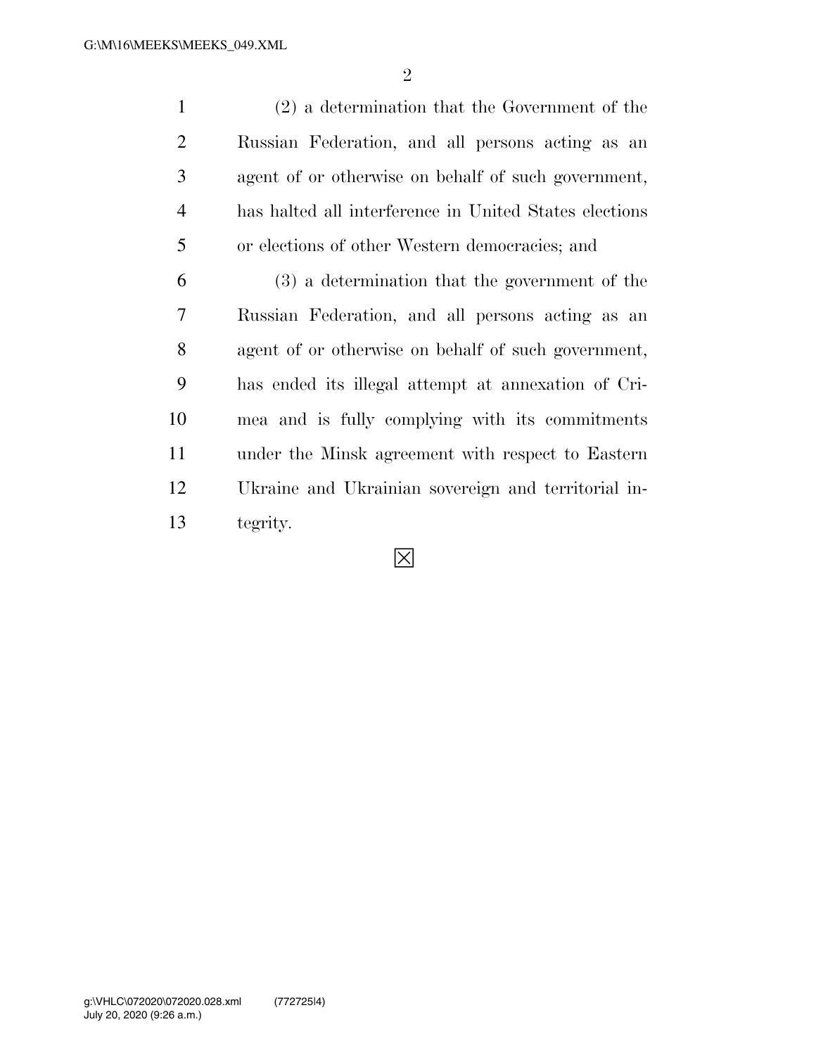(2) a determination that the Government of the Russian Federation, and all persons acting as an agent of or otherwise on behalf of such government, has halted all interference in United States elections or elections of other Western democracies; and

(3) a determination that the government of the Russian Federation, and all persons acting as an agent of or otherwise on behalf of such government, has ended its illegal attempt at annexation of Crimea and is fully complying with its commitments under the Minsk agreement with respect to Eastern Ukraine and Ukrainian sovereign and territorial integrity.